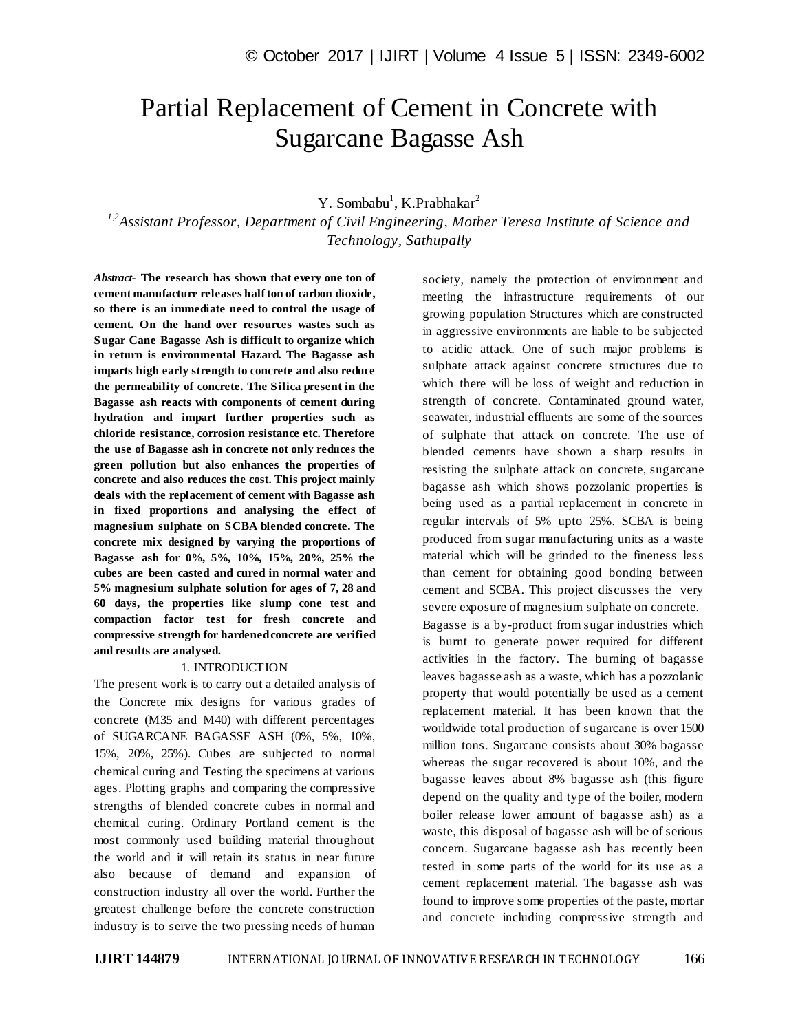# Partial Replacement of Cement in Concrete with Sugarcane Bagasse Ash

Y. Sombabu[1], K.Prabhakar[2]

[1,2]*Assistant Professor, Department of Civil Engineering, Mother Teresa Institute of Science and Technology, Sathupally*

***Abstract-*** **The research has shown that every one ton of cement manufacture releases half ton of carbon dioxide, so there is an immediate need to control the usage of cement. On the hand over resources wastes such as Sugar Cane Bagasse Ash is difficult to organize which in return is environmental Hazard. The Bagasse ash imparts high early strength to concrete and also reduce the permeability of concrete. The Silica present in the Bagasse ash reacts with components of cement during hydration and impart further properties such as chloride resistance, corrosion resistance etc. Therefore the use of Bagasse ash in concrete not only reduces the green pollution but also enhances the properties of concrete and also reduces the cost. This project mainly deals with the replacement of cement with Bagasse ash in fixed proportions and analysing the effect of magnesium sulphate on SCBA blended concrete. The concrete mix designed by varying the proportions of Bagasse ash for 0%, 5%, 10%, 15%, 20%, 25% the cubes are been casted and cured in normal water and 5% magnesium sulphate solution for ages of 7, 28 and 60 days, the properties like slump cone test and compaction factor test for fresh concrete and compressive strength for hardened concrete are verified and results are analysed.**

## 1. INTRODUCTION

The present work is to carry out a detailed analysis of the Concrete mix designs for various grades of concrete (M35 and M40) with different percentages of SUGARCANE BAGASSE ASH (0%, 5%, 10%, 15%, 20%, 25%). Cubes are subjected to normal chemical curing and Testing the specimens at various ages. Plotting graphs and comparing the compressive strengths of blended concrete cubes in normal and chemical curing. Ordinary Portland cement is the most commonly used building material throughout the world and it will retain its status in near future also because of demand and expansion of construction industry all over the world. Further the greatest challenge before the concrete construction industry is to serve the two pressing needs of human society, namely the protection of environment and meeting the infrastructure requirements of our growing population Structures which are constructed in aggressive environments are liable to be subjected to acidic attack. One of such major problems is sulphate attack against concrete structures due to which there will be loss of weight and reduction in strength of concrete. Contaminated ground water, seawater, industrial effluents are some of the sources of sulphate that attack on concrete. The use of blended cements have shown a sharp results in resisting the sulphate attack on concrete, sugarcane bagasse ash which shows pozzolanic properties is being used as a partial replacement in concrete in regular intervals of 5% upto 25%. SCBA is being produced from sugar manufacturing units as a waste material which will be grinded to the fineness less than cement for obtaining good bonding between cement and SCBA. This project discusses the very severe exposure of magnesium sulphate on concrete.

Bagasse is a by-product from sugar industries which is burnt to generate power required for different activities in the factory. The burning of bagasse leaves bagasse ash as a waste, which has a pozzolanic property that would potentially be used as a cement replacement material. It has been known that the worldwide total production of sugarcane is over 1500 million tons. Sugarcane consists about 30% bagasse whereas the sugar recovered is about 10%, and the bagasse leaves about 8% bagasse ash (this figure depend on the quality and type of the boiler, modern boiler release lower amount of bagasse ash) as a waste, this disposal of bagasse ash will be of serious concern. Sugarcane bagasse ash has recently been tested in some parts of the world for its use as a cement replacement material. The bagasse ash was found to improve some properties of the paste, mortar and concrete including compressive strength and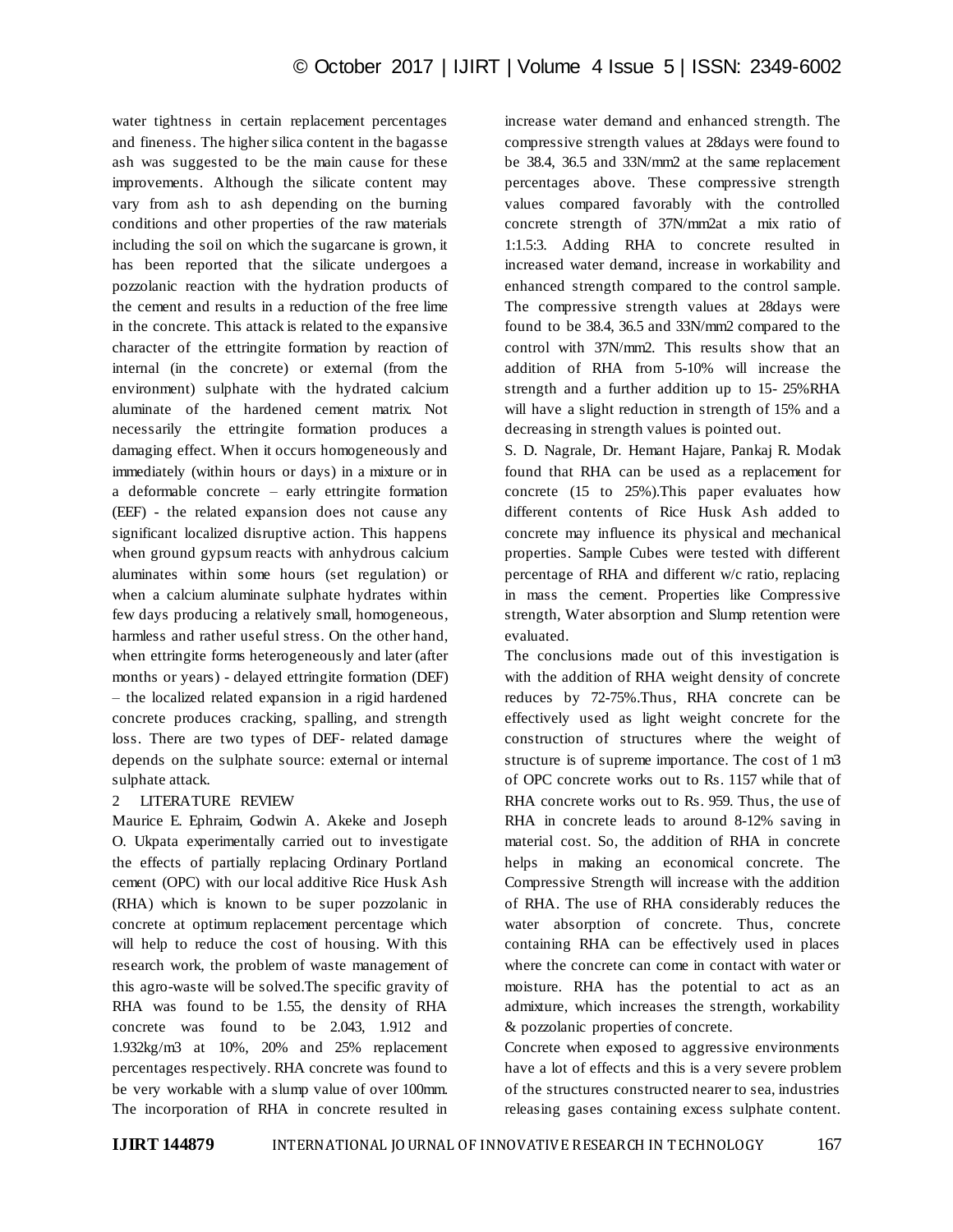water tightness in certain replacement percentages and fineness. The higher silica content in the bagasse ash was suggested to be the main cause for these improvements. Although the silicate content may vary from ash to ash depending on the burning conditions and other properties of the raw materials including the soil on which the sugarcane is grown, it has been reported that the silicate undergoes a pozzolanic reaction with the hydration products of the cement and results in a reduction of the free lime in the concrete. This attack is related to the expansive character of the ettringite formation by reaction of internal (in the concrete) or external (from the environment) sulphate with the hydrated calcium aluminate of the hardened cement matrix. Not necessarily the ettringite formation produces a damaging effect. When it occurs homogeneously and immediately (within hours or days) in a mixture or in a deformable concrete – early ettringite formation (EEF) - the related expansion does not cause any significant localized disruptive action. This happens when ground gypsum reacts with anhydrous calcium aluminates within some hours (set regulation) or when a calcium aluminate sulphate hydrates within few days producing a relatively small, homogeneous, harmless and rather useful stress. On the other hand, when ettringite forms heterogeneously and later (after months or years) - delayed ettringite formation (DEF) – the localized related expansion in a rigid hardened concrete produces cracking, spalling, and strength loss. There are two types of DEF- related damage depends on the sulphate source: external or internal sulphate attack.

## 2 LITERATURE REVIEW

Maurice E. Ephraim, Godwin A. Akeke and Joseph O. Ukpata experimentally carried out to investigate the effects of partially replacing Ordinary Portland cement (OPC) with our local additive Rice Husk Ash (RHA) which is known to be super pozzolanic in concrete at optimum replacement percentage which will help to reduce the cost of housing. With this research work, the problem of waste management of this agro-waste will be solved.The specific gravity of RHA was found to be 1.55, the density of RHA concrete was found to be 2.043, 1.912 and 1.932kg/m3 at 10%, 20% and 25% replacement percentages respectively. RHA concrete was found to be very workable with a slump value of over 100mm. The incorporation of RHA in concrete resulted in increase water demand and enhanced strength. The compressive strength values at 28days were found to be 38.4, 36.5 and 33N/mm2 at the same replacement percentages above. These compressive strength values compared favorably with the controlled concrete strength of 37N/mm2at a mix ratio of 1:1.5:3. Adding RHA to concrete resulted in increased water demand, increase in workability and enhanced strength compared to the control sample. The compressive strength values at 28days were found to be 38.4, 36.5 and 33N/mm2 compared to the control with 37N/mm2. This results show that an addition of RHA from 5-10% will increase the strength and a further addition up to 15- 25%RHA will have a slight reduction in strength of 15% and a decreasing in strength values is pointed out.

S. D. Nagrale, Dr. Hemant Hajare, Pankaj R. Modak found that RHA can be used as a replacement for concrete (15 to 25%).This paper evaluates how different contents of Rice Husk Ash added to concrete may influence its physical and mechanical properties. Sample Cubes were tested with different percentage of RHA and different w/c ratio, replacing in mass the cement. Properties like Compressive strength, Water absorption and Slump retention were evaluated.

The conclusions made out of this investigation is with the addition of RHA weight density of concrete reduces by 72-75%.Thus, RHA concrete can be effectively used as light weight concrete for the construction of structures where the weight of structure is of supreme importance. The cost of 1 m3 of OPC concrete works out to Rs. 1157 while that of RHA concrete works out to Rs. 959. Thus, the use of RHA in concrete leads to around 8-12% saving in material cost. So, the addition of RHA in concrete helps in making an economical concrete. The Compressive Strength will increase with the addition of RHA. The use of RHA considerably reduces the water absorption of concrete. Thus, concrete containing RHA can be effectively used in places where the concrete can come in contact with water or moisture. RHA has the potential to act as an admixture, which increases the strength, workability & pozzolanic properties of concrete.

Concrete when exposed to aggressive environments have a lot of effects and this is a very severe problem of the structures constructed nearer to sea, industries releasing gases containing excess sulphate content.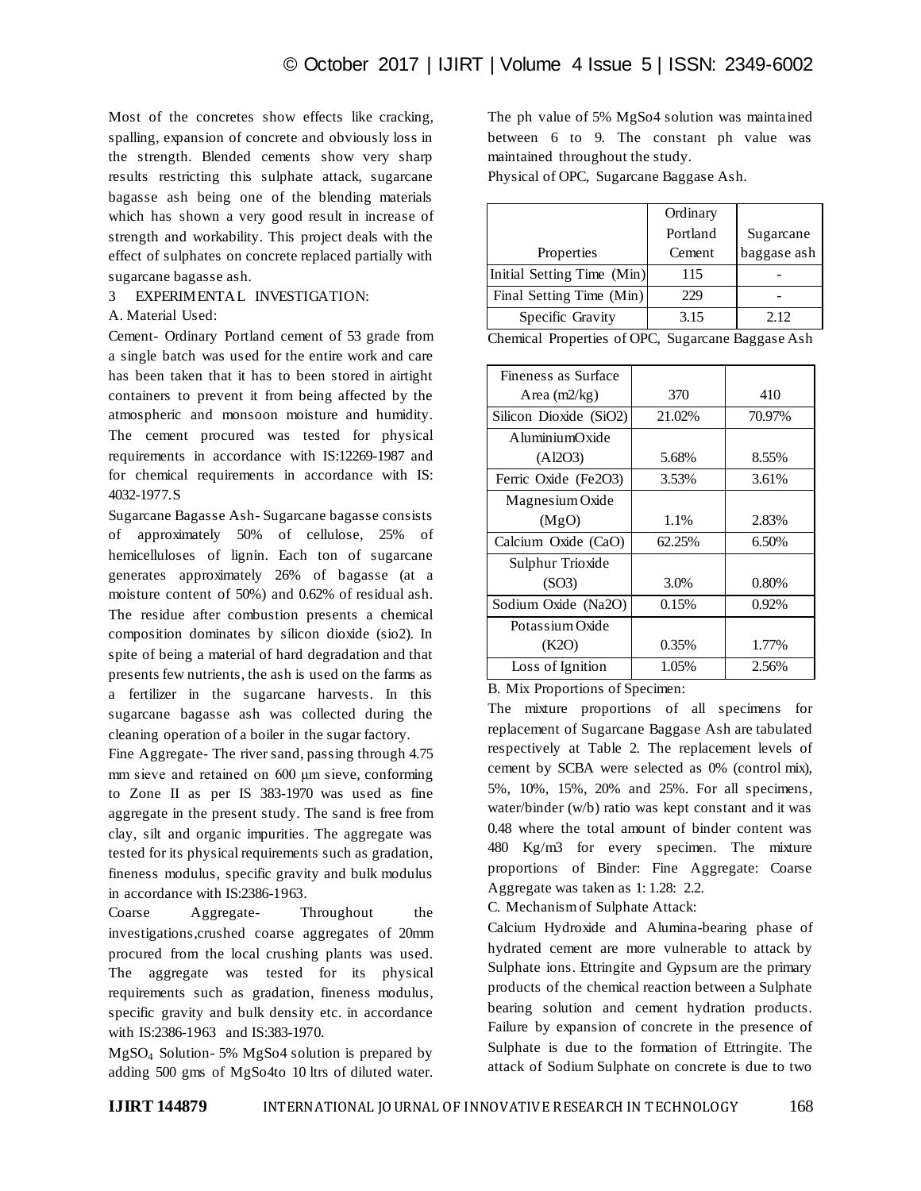Most of the concretes show effects like cracking, spalling, expansion of concrete and obviously loss in the strength. Blended cements show very sharp results restricting this sulphate attack, sugarcane bagasse ash being one of the blending materials which has shown a very good result in increase of strength and workability. This project deals with the effect of sulphates on concrete replaced partially with sugarcane bagasse ash.

## 3 EXPERIMENTAL INVESTIGATION:

### A. Material Used:

Cement- Ordinary Portland cement of 53 grade from a single batch was used for the entire work and care has been taken that it has to been stored in airtight containers to prevent it from being affected by the atmospheric and monsoon moisture and humidity. The cement procured was tested for physical requirements in accordance with IS:12269-1987 and for chemical requirements in accordance with IS: 4032-1977.S

Sugarcane Bagasse Ash- Sugarcane bagasse consists of approximately 50% of cellulose, 25% of hemicelluloses of lignin. Each ton of sugarcane generates approximately 26% of bagasse (at a moisture content of 50%) and 0.62% of residual ash. The residue after combustion presents a chemical composition dominates by silicon dioxide (sio2). In spite of being a material of hard degradation and that presents few nutrients, the ash is used on the farms as a fertilizer in the sugarcane harvests. In this sugarcane bagasse ash was collected during the cleaning operation of a boiler in the sugar factory.

Fine Aggregate- The river sand, passing through 4.75 mm sieve and retained on 600 μm sieve, conforming to Zone II as per IS 383-1970 was used as fine aggregate in the present study. The sand is free from clay, silt and organic impurities. The aggregate was tested for its physical requirements such as gradation, fineness modulus, specific gravity and bulk modulus in accordance with IS:2386-1963.

Coarse Aggregate- Throughout the investigations,crushed coarse aggregates of 20mm procured from the local crushing plants was used. The aggregate was tested for its physical requirements such as gradation, fineness modulus, specific gravity and bulk density etc. in accordance with IS:2386-1963 and IS:383-1970.

$MgSO_4$ Solution- 5% MgSo4 solution is prepared by adding 500 gms of MgSo4to 10 ltrs of diluted water. The ph value of 5% MgSo4 solution was maintained between 6 to 9. The constant ph value was maintained throughout the study.

Physical of OPC, Sugarcane Baggase Ash.

| Properties | Ordinary Portland Cement | Sugarcane baggase ash |
|---|---|---|
| Initial Setting Time (Min) | 115 | - |
| Final Setting Time (Min) | 229 | - |
| Specific Gravity | 3.15 | 2.12 |

Chemical Properties of OPC, Sugarcane Baggase Ash

| | | |
|---|---|---|
| Fineness as Surface Area (m2/kg) | 370 | 410 |
| Silicon Dioxide ($SiO_2$) | 21.02% | 70.97% |
| AluminiumOxide ($Al_2O_3$) | 5.68% | 8.55% |
| Ferric Oxide ($Fe_2O_3$) | 3.53% | 3.61% |
| Magnesium Oxide (MgO) | 1.1% | 2.83% |
| Calcium Oxide (CaO) | 62.25% | 6.50% |
| Sulphur Trioxide ($SO_3$) | 3.0% | 0.80% |
| Sodium Oxide ($Na_2O$) | 0.15% | 0.92% |
| Potassium Oxide ($K_2O$) | 0.35% | 1.77% |
| Loss of Ignition | 1.05% | 2.56% |

### B. Mix Proportions of Specimen:

The mixture proportions of all specimens for replacement of Sugarcane Baggase Ash are tabulated respectively at Table 2. The replacement levels of cement by SCBA were selected as 0% (control mix), 5%, 10%, 15%, 20% and 25%. For all specimens, water/binder (w/b) ratio was kept constant and it was 0.48 where the total amount of binder content was 480 Kg/m3 for every specimen. The mixture proportions of Binder: Fine Aggregate: Coarse Aggregate was taken as 1: 1.28: 2.2.

### C. Mechanism of Sulphate Attack:

Calcium Hydroxide and Alumina-bearing phase of hydrated cement are more vulnerable to attack by Sulphate ions. Ettringite and Gypsum are the primary products of the chemical reaction between a Sulphate bearing solution and cement hydration products. Failure by expansion of concrete in the presence of Sulphate is due to the formation of Ettringite. The attack of Sodium Sulphate on concrete is due to two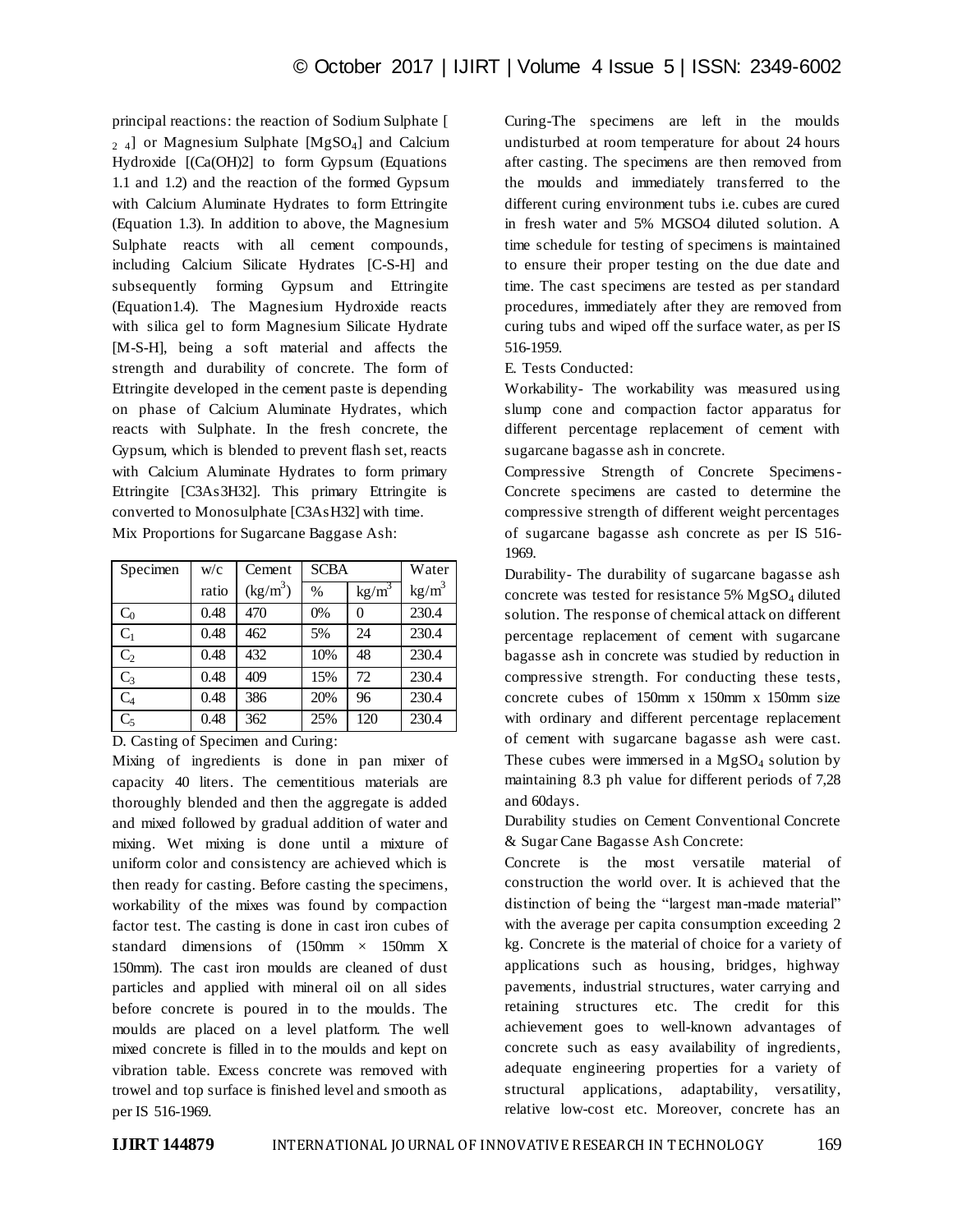principal reactions: the reaction of Sodium Sulphate [ $_2$ $_4$] or Magnesium Sulphate [$MgSO_4$] and Calcium Hydroxide [(Ca(OH)2] to form Gypsum (Equations 1.1 and 1.2) and the reaction of the formed Gypsum with Calcium Aluminate Hydrates to form Ettringite (Equation 1.3). In addition to above, the Magnesium Sulphate reacts with all cement compounds, including Calcium Silicate Hydrates [C-S-H] and subsequently forming Gypsum and Ettringite (Equation1.4). The Magnesium Hydroxide reacts with silica gel to form Magnesium Silicate Hydrate [M-S-H], being a soft material and affects the strength and durability of concrete. The form of Ettringite developed in the cement paste is depending on phase of Calcium Aluminate Hydrates, which reacts with Sulphate. In the fresh concrete, the Gypsum, which is blended to prevent flash set, reacts with Calcium Aluminate Hydrates to form primary Ettringite [C3As3H32]. This primary Ettringite is converted to Monosulphate [C3AsH32] with time.

Mix Proportions for Sugarcane Baggase Ash:

| Specimen | w/c ratio | Cement ($kg/m^3$) | SCBA | | Water |
|---|---|---|---|---|---|
| | | | % | $kg/m^3$ | $kg/m^3$ |
| $C_0$ | 0.48 | 470 | 0% | 0 | 230.4 |
| $C_1$ | 0.48 | 462 | 5% | 24 | 230.4 |
| $C_2$ | 0.48 | 432 | 10% | 48 | 230.4 |
| $C_3$ | 0.48 | 409 | 15% | 72 | 230.4 |
| $C_4$ | 0.48 | 386 | 20% | 96 | 230.4 |
| $C_5$ | 0.48 | 362 | 25% | 120 | 230.4 |

D. Casting of Specimen and Curing:

Mixing of ingredients is done in pan mixer of capacity 40 liters. The cementitious materials are thoroughly blended and then the aggregate is added and mixed followed by gradual addition of water and mixing. Wet mixing is done until a mixture of uniform color and consistency are achieved which is then ready for casting. Before casting the specimens, workability of the mixes was found by compaction factor test. The casting is done in cast iron cubes of standard dimensions of (150mm × 150mm X 150mm). The cast iron moulds are cleaned of dust particles and applied with mineral oil on all sides before concrete is poured in to the moulds. The moulds are placed on a level platform. The well mixed concrete is filled in to the moulds and kept on vibration table. Excess concrete was removed with trowel and top surface is finished level and smooth as per IS 516-1969.

Curing-The specimens are left in the moulds undisturbed at room temperature for about 24 hours after casting. The specimens are then removed from the moulds and immediately transferred to the different curing environment tubs i.e. cubes are cured in fresh water and 5% MGSO4 diluted solution. A time schedule for testing of specimens is maintained to ensure their proper testing on the due date and time. The cast specimens are tested as per standard procedures, immediately after they are removed from curing tubs and wiped off the surface water, as per IS 516-1959.

E. Tests Conducted:

Workability- The workability was measured using slump cone and compaction factor apparatus for different percentage replacement of cement with sugarcane bagasse ash in concrete.

Compressive Strength of Concrete Specimens- Concrete specimens are casted to determine the compressive strength of different weight percentages of sugarcane bagasse ash concrete as per IS 516-1969.

Durability- The durability of sugarcane bagasse ash concrete was tested for resistance 5% $MgSO_4$ diluted solution. The response of chemical attack on different percentage replacement of cement with sugarcane bagasse ash in concrete was studied by reduction in compressive strength. For conducting these tests, concrete cubes of 150mm x 150mm x 150mm size with ordinary and different percentage replacement of cement with sugarcane bagasse ash were cast. These cubes were immersed in a $MgSO_4$ solution by maintaining 8.3 ph value for different periods of 7,28 and 60days.

Durability studies on Cement Conventional Concrete & Sugar Cane Bagasse Ash Concrete:

Concrete is the most versatile material of construction the world over. It is achieved that the distinction of being the "largest man-made material" with the average per capita consumption exceeding 2 kg. Concrete is the material of choice for a variety of applications such as housing, bridges, highway pavements, industrial structures, water carrying and retaining structures etc. The credit for this achievement goes to well-known advantages of concrete such as easy availability of ingredients, adequate engineering properties for a variety of structural applications, adaptability, versatility, relative low-cost etc. Moreover, concrete has an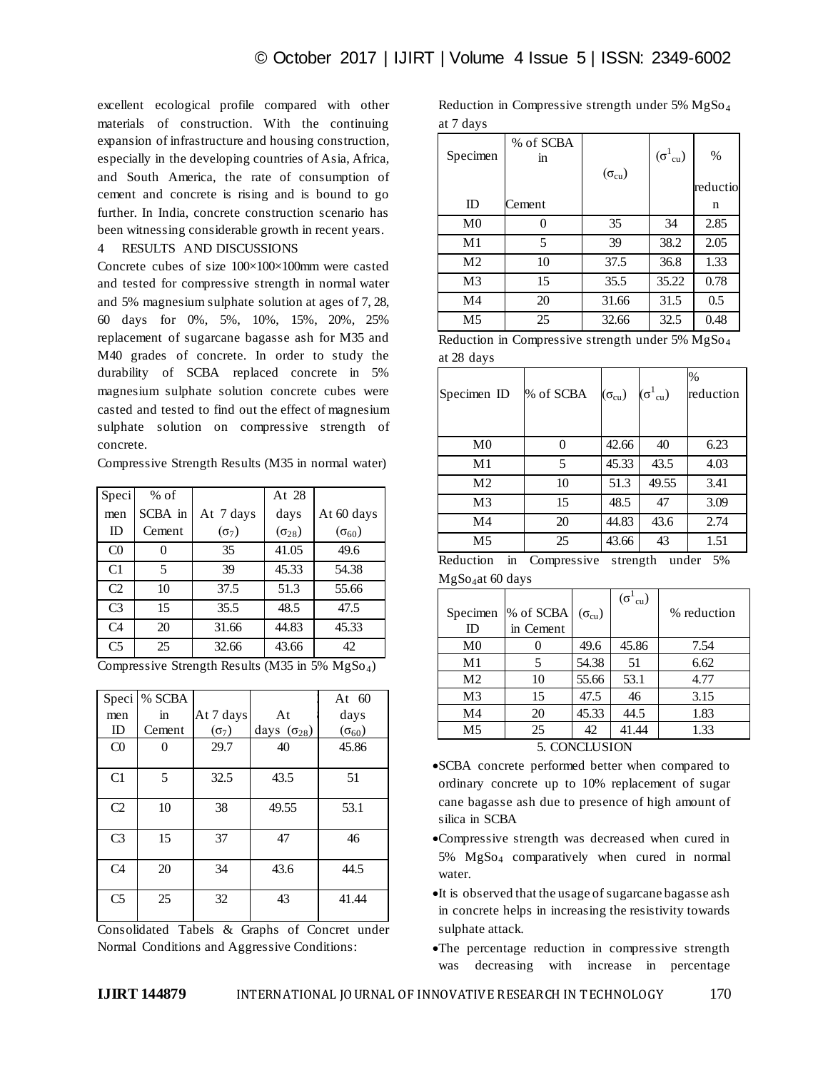excellent ecological profile compared with other materials of construction. With the continuing expansion of infrastructure and housing construction, especially in the developing countries of Asia, Africa, and South America, the rate of consumption of cement and concrete is rising and is bound to go further. In India, concrete construction scenario has been witnessing considerable growth in recent years.

## 4 RESULTS AND DISCUSSIONS

Concrete cubes of size 100×100×100mm were casted and tested for compressive strength in normal water and 5% magnesium sulphate solution at ages of 7, 28, 60 days for 0%, 5%, 10%, 15%, 20%, 25% replacement of sugarcane bagasse ash for M35 and M40 grades of concrete. In order to study the durability of SCBA replaced concrete in 5% magnesium sulphate solution concrete cubes were casted and tested to find out the effect of magnesium sulphate solution on compressive strength of concrete.

Compressive Strength Results (M35 in normal water)

| Specimen ID | % of SCBA in Cement | At 7 days ($\sigma_7$) | At 28 days ($\sigma_{28}$) | At 60 days ($\sigma_{60}$) |
|---|---|---|---|---|
| C0 | 0 | 35 | 41.05 | 49.6 |
| C1 | 5 | 39 | 45.33 | 54.38 |
| C2 | 10 | 37.5 | 51.3 | 55.66 |
| C3 | 15 | 35.5 | 48.5 | 47.5 |
| C4 | 20 | 31.66 | 44.83 | 45.33 |
| C5 | 25 | 32.66 | 43.66 | 42 |

Compressive Strength Results (M35 in 5% $MgSo_4$)

| Specimen ID | % SCBA in Cement | At 7 days ($\sigma_7$) | At days ($\sigma_{28}$) | At 60 days ($\sigma_{60}$) |
|---|---|---|---|---|
| C0 | 0 | 29.7 | 40 | 45.86 |
| C1 | 5 | 32.5 | 43.5 | 51 |
| C2 | 10 | 38 | 49.55 | 53.1 |
| C3 | 15 | 37 | 47 | 46 |
| C4 | 20 | 34 | 43.6 | 44.5 |
| C5 | 25 | 32 | 43 | 41.44 |

Consolidated Tabels & Graphs of Concret under Normal Conditions and Aggressive Conditions:

Reduction in Compressive strength under 5% $MgSo_4$ at 7 days

| Specimen ID | % of SCBA in Cement | ($\sigma_{cu}$) | ($\sigma^1_{cu}$) | % reduction |
|---|---|---|---|---|
| M0 | 0 | 35 | 34 | 2.85 |
| M1 | 5 | 39 | 38.2 | 2.05 |
| M2 | 10 | 37.5 | 36.8 | 1.33 |
| M3 | 15 | 35.5 | 35.22 | 0.78 |
| M4 | 20 | 31.66 | 31.5 | 0.5 |
| M5 | 25 | 32.66 | 32.5 | 0.48 |

Reduction in Compressive strength under 5% $MgSo_4$ at 28 days

| Specimen ID | % of SCBA | ($\sigma_{cu}$) | ($\sigma^1_{cu}$) | % reduction |
|---|---|---|---|---|
| M0 | 0 | 42.66 | 40 | 6.23 |
| M1 | 5 | 45.33 | 43.5 | 4.03 |
| M2 | 10 | 51.3 | 49.55 | 3.41 |
| M3 | 15 | 48.5 | 47 | 3.09 |
| M4 | 20 | 44.83 | 43.6 | 2.74 |
| M5 | 25 | 43.66 | 43 | 1.51 |

Reduction in Compressive strength under 5% $MgSo_4$ at 60 days

| Specimen ID | % of SCBA in Cement | ($\sigma_{cu}$) | ($\sigma^1_{cu}$) | % reduction |
|---|---|---|---|---|
| M0 | 0 | 49.6 | 45.86 | 7.54 |
| M1 | 5 | 54.38 | 51 | 6.62 |
| M2 | 10 | 55.66 | 53.1 | 4.77 |
| M3 | 15 | 47.5 | 46 | 3.15 |
| M4 | 20 | 45.33 | 44.5 | 1.83 |
| M5 | 25 | 42 | 41.44 | 1.33 |

## 5. CONCLUSION

- SCBA concrete performed better when compared to ordinary concrete up to 10% replacement of sugar cane bagasse ash due to presence of high amount of silica in SCBA
- Compressive strength was decreased when cured in 5% $MgSo_4$ comparatively when cured in normal water.
- It is observed that the usage of sugarcane bagasse ash in concrete helps in increasing the resistivity towards sulphate attack.
- The percentage reduction in compressive strength was decreasing with increase in percentage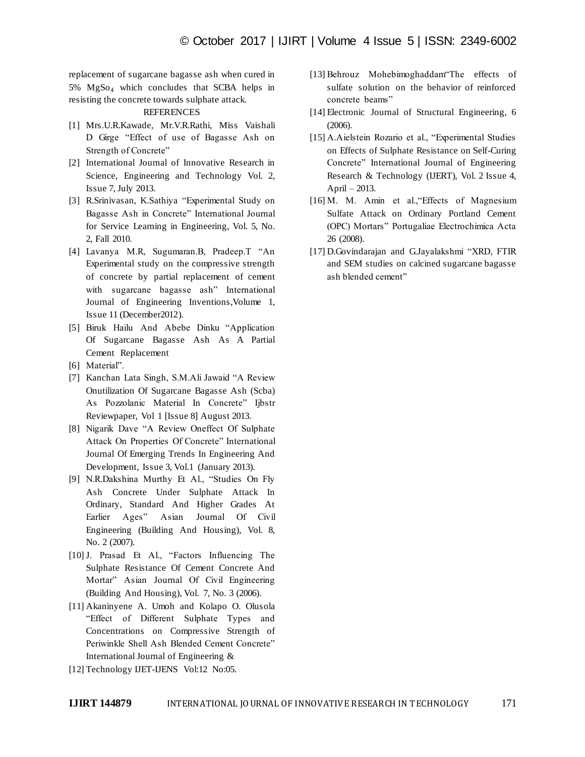replacement of sugarcane bagasse ash when cured in 5% $MgSo_4$ which concludes that SCBA helps in resisting the concrete towards sulphate attack.

## REFERENCES

[1] Mrs.U.R.Kawade, Mr.V.R.Rathi, Miss Vaishali D Girge "Effect of use of Bagasse Ash on Strength of Concrete"

[2] International Journal of Innovative Research in Science, Engineering and Technology Vol. 2, Issue 7, July 2013.

[3] R.Srinivasan, K.Sathiya "Experimental Study on Bagasse Ash in Concrete" International Journal for Service Learning in Engineering, Vol. 5, No. 2, Fall 2010.

[4] Lavanya M.R, Sugumaran.B, Pradeep.T "An Experimental study on the compressive strength of concrete by partial replacement of cement with sugarcane bagasse ash" International Journal of Engineering Inventions,Volume 1, Issue 11 (December2012).

[5] Biruk Hailu And Abebe Dinku "Application Of Sugarcane Bagasse Ash As A Partial Cement Replacement

[6] Material".

[7] Kanchan Lata Singh, S.M.Ali Jawaid "A Review Onutilization Of Sugarcane Bagasse Ash (Scba) As Pozzolanic Material In Concrete" Ijbstr Reviewpaper, Vol 1 [Issue 8] August 2013.

[8] Nigarik Dave "A Review Oneffect Of Sulphate Attack On Properties Of Concrete" International Journal Of Emerging Trends In Engineering And Development, Issue 3, Vol.1 (January 2013).

[9] N.R.Dakshina Murthy Et Al., "Studies On Fly Ash Concrete Under Sulphate Attack In Ordinary, Standard And Higher Grades At Earlier Ages" Asian Journal Of Civil Engineering (Building And Housing), Vol. 8, No. 2 (2007).

[10] J. Prasad Et Al., "Factors Influencing The Sulphate Resistance Of Cement Concrete And Mortar" Asian Journal Of Civil Engineering (Building And Housing), Vol. 7, No. 3 (2006).

[11] Akaninyene A. Umoh and Kolapo O. Olusola "Effect of Different Sulphate Types and Concentrations on Compressive Strength of Periwinkle Shell Ash Blended Cement Concrete" International Journal of Engineering &

[12] Technology IJET-IJENS Vol:12 No:05.

[13] Behrouz Mohebimoghaddam"The effects of sulfate solution on the behavior of reinforced concrete beams"

[14] Electronic Journal of Structural Engineering, 6 (2006).

[15] A.Aielstein Rozario et al., "Experimental Studies on Effects of Sulphate Resistance on Self-Curing Concrete" International Journal of Engineering Research & Technology (IJERT), Vol. 2 Issue 4, April – 2013.

[16] M. M. Amin et al.,"Effects of Magnesium Sulfate Attack on Ordinary Portland Cement (OPC) Mortars" Portugaliae Electrochimica Acta 26 (2008).

[17] D.Govindarajan and G.Jayalakshmi "XRD, FTIR and SEM studies on calcined sugarcane bagasse ash blended cement"